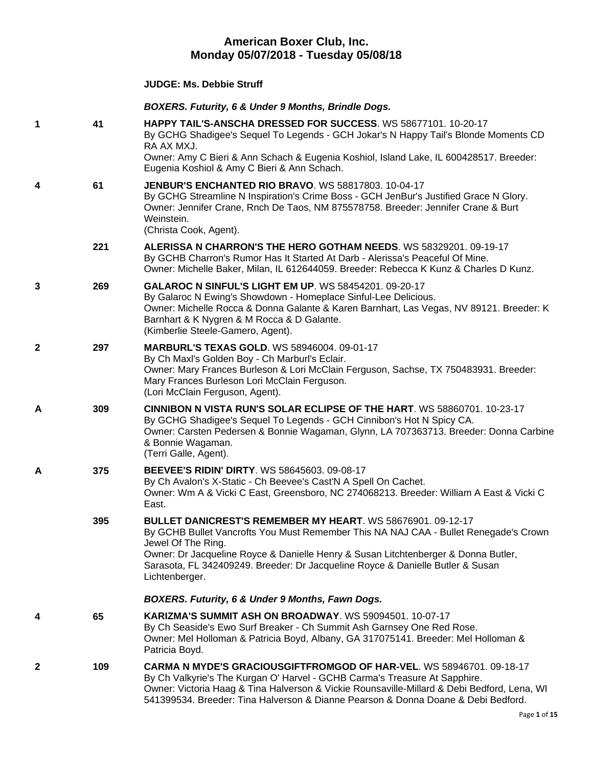# American Boxer Club, Inc.
## Monday 05/07/2018 - Tuesday 05/08/18

**JUDGE: Ms. Debbie Struff**

***BOXERS. Futurity, 6 & Under 9 Months, Brindle Dogs.***

**1** 41 **HAPPY TAIL'S-ANSCHA DRESSED FOR SUCCESS**. WS 58677101. 10-20-17
By GCHG Shadigee's Sequel To Legends - GCH Jokar's N Happy Tail's Blonde Moments CD RA AX MXJ.
Owner: Amy C Bieri & Ann Schach & Eugenia Koshiol, Island Lake, IL 600428517. Breeder: Eugenia Koshiol & Amy C Bieri & Ann Schach.

**4** 61 **JENBUR'S ENCHANTED RIO BRAVO**. WS 58817803. 10-04-17
By GCHG Streamline N Inspiration's Crime Boss - GCH JenBur's Justified Grace N Glory.
Owner: Jennifer Crane, Rnch De Taos, NM 875578758. Breeder: Jennifer Crane & Burt Weinstein.
(Christa Cook, Agent).

221 **ALERISSA N CHARRON'S THE HERO GOTHAM NEEDS**. WS 58329201. 09-19-17
By GCHB Charron's Rumor Has It Started At Darb - Alerissa's Peaceful Of Mine.
Owner: Michelle Baker, Milan, IL 612644059. Breeder: Rebecca K Kunz & Charles D Kunz.

**3** 269 **GALAROC N SINFUL'S LIGHT EM UP**. WS 58454201. 09-20-17
By Galaroc N Ewing's Showdown - Homeplace Sinful-Lee Delicious.
Owner: Michelle Rocca & Donna Galante & Karen Barnhart, Las Vegas, NV 89121. Breeder: K Barnhart & K Nygren & M Rocca & D Galante.
(Kimberlie Steele-Gamero, Agent).

**2** 297 **MARBURL'S TEXAS GOLD**. WS 58946004. 09-01-17
By Ch Maxl's Golden Boy - Ch Marburl's Eclair.
Owner: Mary Frances Burleson & Lori McClain Ferguson, Sachse, TX 750483931. Breeder: Mary Frances Burleson Lori McClain Ferguson.
(Lori McClain Ferguson, Agent).

**A** 309 **CINNIBON N VISTA RUN'S SOLAR ECLIPSE OF THE HART**. WS 58860701. 10-23-17
By GCHG Shadigee's Sequel To Legends - GCH Cinnibon's Hot N Spicy CA.
Owner: Carsten Pedersen & Bonnie Wagaman, Glynn, LA 707363713. Breeder: Donna Carbine & Bonnie Wagaman.
(Terri Galle, Agent).

**A** 375 **BEEVEE'S RIDIN' DIRTY**. WS 58645603. 09-08-17
By Ch Avalon's X-Static - Ch Beevee's Cast'N A Spell On Cachet.
Owner: Wm A & Vicki C East, Greensboro, NC 274068213. Breeder: William A East & Vicki C East.

395 **BULLET DANICREST'S REMEMBER MY HEART**. WS 58676901. 09-12-17
By GCHB Bullet Vancrofts You Must Remember This NA NAJ CAA - Bullet Renegade's Crown Jewel Of The Ring.
Owner: Dr Jacqueline Royce & Danielle Henry & Susan Litchtenberger & Donna Butler, Sarasota, FL 342409249. Breeder: Dr Jacqueline Royce & Danielle Butler & Susan Lichtenberger.

***BOXERS. Futurity, 6 & Under 9 Months, Fawn Dogs.***

**4** 65 **KARIZMA'S SUMMIT ASH ON BROADWAY**. WS 59094501. 10-07-17
By Ch Seaside's Ewo Surf Breaker - Ch Summit Ash Garnsey One Red Rose.
Owner: Mel Holloman & Patricia Boyd, Albany, GA 317075141. Breeder: Mel Holloman & Patricia Boyd.

**2** 109 **CARMA N MYDE'S GRACIOUSGIFTFROMGOD OF HAR-VEL**. WS 58946701. 09-18-17
By Ch Valkyrie's The Kurgan O' Harvel - GCHB Carma's Treasure At Sapphire.
Owner: Victoria Haag & Tina Halverson & Vickie Rounsaville-Millard & Debi Bedford, Lena, WI 541399534. Breeder: Tina Halverson & Dianne Pearson & Donna Doane & Debi Bedford.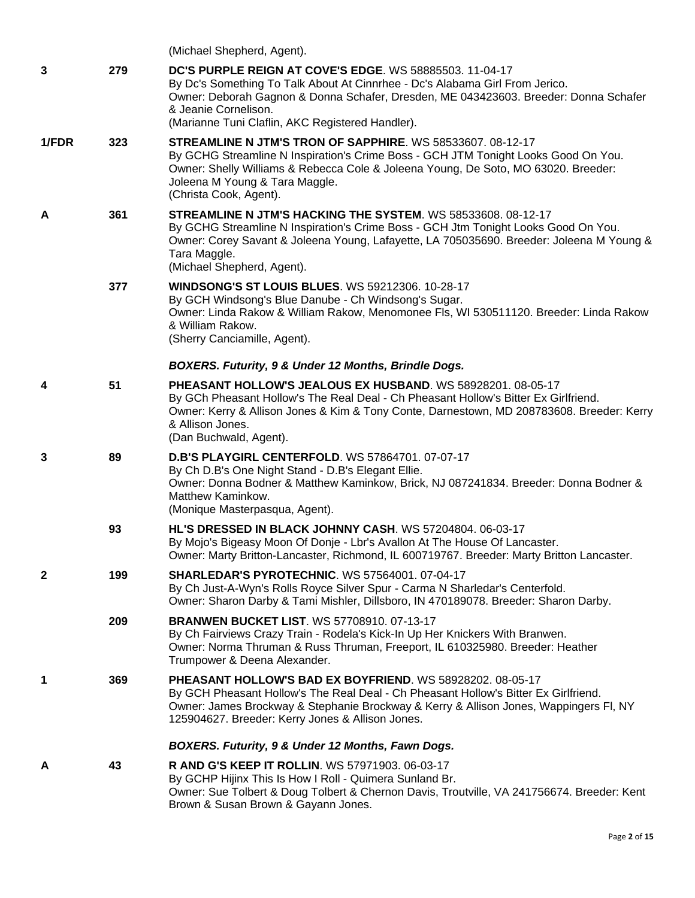(Michael Shepherd, Agent).

| | | |
|---|---|---|
| 3 | 279 | **DC'S PURPLE REIGN AT COVE'S EDGE**. WS 58885503. 11-04-17<br>By Dc's Something To Talk About At Cinnrhee - Dc's Alabama Girl From Jerico.<br>Owner: Deborah Gagnon & Donna Schafer, Dresden, ME 043423603. Breeder: Donna Schafer & Jeanie Cornelison.<br>(Marianne Tuni Claflin, AKC Registered Handler). |
| 1/FDR | 323 | **STREAMLINE N JTM'S TRON OF SAPPHIRE**. WS 58533607. 08-12-17<br>By GCHG Streamline N Inspiration's Crime Boss - GCH JTM Tonight Looks Good On You.<br>Owner: Shelly Williams & Rebecca Cole & Joleena Young, De Soto, MO 63020. Breeder: Joleena M Young & Tara Maggle.<br>(Christa Cook, Agent). |
| A | 361 | **STREAMLINE N JTM'S HACKING THE SYSTEM**. WS 58533608. 08-12-17<br>By GCHG Streamline N Inspiration's Crime Boss - GCH Jtm Tonight Looks Good On You.<br>Owner: Corey Savant & Joleena Young, Lafayette, LA 705035690. Breeder: Joleena M Young & Tara Maggle.<br>(Michael Shepherd, Agent). |
| | 377 | **WINDSONG'S ST LOUIS BLUES**. WS 59212306. 10-28-17<br>By GCH Windsong's Blue Danube - Ch Windsong's Sugar.<br>Owner: Linda Rakow & William Rakow, Menomonee Fls, WI 530511120. Breeder: Linda Rakow & William Rakow.<br>(Sherry Canciamille, Agent). |

***BOXERS. Futurity, 9 & Under 12 Months, Brindle Dogs.***

| | | |
|---|---|---|
| 4 | 51 | **PHEASANT HOLLOW'S JEALOUS EX HUSBAND**. WS 58928201. 08-05-17<br>By GCh Pheasant Hollow's The Real Deal - Ch Pheasant Hollow's Bitter Ex Girlfriend.<br>Owner: Kerry & Allison Jones & Kim & Tony Conte, Darnestown, MD 208783608. Breeder: Kerry & Allison Jones.<br>(Dan Buchwald, Agent). |
| 3 | 89 | **D.B'S PLAYGIRL CENTERFOLD**. WS 57864701. 07-07-17<br>By Ch D.B's One Night Stand - D.B's Elegant Ellie.<br>Owner: Donna Bodner & Matthew Kaminkow, Brick, NJ 087241834. Breeder: Donna Bodner & Matthew Kaminkow.<br>(Monique Masterpasqua, Agent). |
| | 93 | **HL'S DRESSED IN BLACK JOHNNY CASH**. WS 57204804. 06-03-17<br>By Mojo's Bigeasy Moon Of Donje - Lbr's Avallon At The House Of Lancaster.<br>Owner: Marty Britton-Lancaster, Richmond, IL 600719767. Breeder: Marty Britton Lancaster. |
| 2 | 199 | **SHARLEDAR'S PYROTECHNIC**. WS 57564001. 07-04-17<br>By Ch Just-A-Wyn's Rolls Royce Silver Spur - Carma N Sharledar's Centerfold.<br>Owner: Sharon Darby & Tami Mishler, Dillsboro, IN 470189078. Breeder: Sharon Darby. |
| | 209 | **BRANWEN BUCKET LIST**. WS 57708910. 07-13-17<br>By Ch Fairviews Crazy Train - Rodela's Kick-In Up Her Knickers With Branwen.<br>Owner: Norma Thruman & Russ Thruman, Freeport, IL 610325980. Breeder: Heather Trumpower & Deena Alexander. |
| 1 | 369 | **PHEASANT HOLLOW'S BAD EX BOYFRIEND**. WS 58928202. 08-05-17<br>By GCH Pheasant Hollow's The Real Deal - Ch Pheasant Hollow's Bitter Ex Girlfriend.<br>Owner: James Brockway & Stephanie Brockway & Kerry & Allison Jones, Wappingers Fl, NY 125904627. Breeder: Kerry Jones & Allison Jones. |

***BOXERS. Futurity, 9 & Under 12 Months, Fawn Dogs.***

| | | |
|---|---|---|
| A | 43 | **R AND G'S KEEP IT ROLLIN**. WS 57971903. 06-03-17<br>By GCHP Hijinx This Is How I Roll - Quimera Sunland Br.<br>Owner: Sue Tolbert & Doug Tolbert & Chernon Davis, Troutville, VA 241756674. Breeder: Kent Brown & Susan Brown & Gayann Jones. |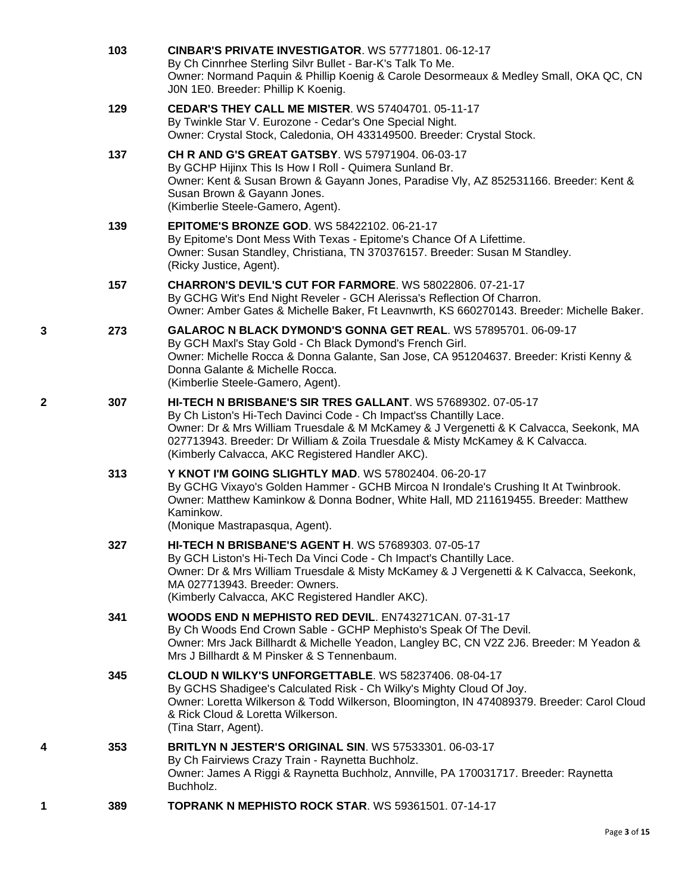103 **CINBAR'S PRIVATE INVESTIGATOR**. WS 57771801. 06-12-17
By Ch Cinnrhee Sterling Silvr Bullet - Bar-K's Talk To Me.
Owner: Normand Paquin & Phillip Koenig & Carole Desormeaux & Medley Small, OKA QC, CN J0N 1E0. Breeder: Phillip K Koenig.

129 **CEDAR'S THEY CALL ME MISTER**. WS 57404701. 05-11-17
By Twinkle Star V. Eurozone - Cedar's One Special Night.
Owner: Crystal Stock, Caledonia, OH 433149500. Breeder: Crystal Stock.

137 **CH R AND G'S GREAT GATSBY**. WS 57971904. 06-03-17
By GCHP Hijinx This Is How I Roll - Quimera Sunland Br.
Owner: Kent & Susan Brown & Gayann Jones, Paradise Vly, AZ 852531166. Breeder: Kent & Susan Brown & Gayann Jones.
(Kimberlie Steele-Gamero, Agent).

139 **EPITOME'S BRONZE GOD**. WS 58422102. 06-21-17
By Epitome's Dont Mess With Texas - Epitome's Chance Of A Lifettime.
Owner: Susan Standley, Christiana, TN 370376157. Breeder: Susan M Standley.
(Ricky Justice, Agent).

157 **CHARRON'S DEVIL'S CUT FOR FARMORE**. WS 58022806. 07-21-17
By GCHG Wit's End Night Reveler - GCH Alerissa's Reflection Of Charron.
Owner: Amber Gates & Michelle Baker, Ft Leavnwrth, KS 660270143. Breeder: Michelle Baker.

3 273 **GALAROC N BLACK DYMOND'S GONNA GET REAL**. WS 57895701. 06-09-17
By GCH Maxl's Stay Gold - Ch Black Dymond's French Girl.
Owner: Michelle Rocca & Donna Galante, San Jose, CA 951204637. Breeder: Kristi Kenny & Donna Galante & Michelle Rocca.
(Kimberlie Steele-Gamero, Agent).

2 307 **HI-TECH N BRISBANE'S SIR TRES GALLANT**. WS 57689302. 07-05-17
By Ch Liston's Hi-Tech Davinci Code - Ch Impact'ss Chantilly Lace.
Owner: Dr & Mrs William Truesdale & M McKamey & J Vergenetti & K Calvacca, Seekonk, MA 027713943. Breeder: Dr William & Zoila Truesdale & Misty McKamey & K Calvacca.
(Kimberly Calvacca, AKC Registered Handler AKC).

313 **Y KNOT I'M GOING SLIGHTLY MAD**. WS 57802404. 06-20-17
By GCHG Vixayo's Golden Hammer - GCHB Mircoa N Irondale's Crushing It At Twinbrook.
Owner: Matthew Kaminkow & Donna Bodner, White Hall, MD 211619455. Breeder: Matthew Kaminkow.
(Monique Mastrapasqua, Agent).

327 **HI-TECH N BRISBANE'S AGENT H**. WS 57689303. 07-05-17
By GCH Liston's Hi-Tech Da Vinci Code - Ch Impact's Chantilly Lace.
Owner: Dr & Mrs William Truesdale & Misty McKamey & J Vergenetti & K Calvacca, Seekonk, MA 027713943. Breeder: Owners.
(Kimberly Calvacca, AKC Registered Handler AKC).

341 **WOODS END N MEPHISTO RED DEVIL**. EN743271CAN. 07-31-17
By Ch Woods End Crown Sable - GCHP Mephisto's Speak Of The Devil.
Owner: Mrs Jack Billhardt & Michelle Yeadon, Langley BC, CN V2Z 2J6. Breeder: M Yeadon & Mrs J Billhardt & M Pinsker & S Tennenbaum.

345 **CLOUD N WILKY'S UNFORGETTABLE**. WS 58237406. 08-04-17
By GCHS Shadigee's Calculated Risk - Ch Wilky's Mighty Cloud Of Joy.
Owner: Loretta Wilkerson & Todd Wilkerson, Bloomington, IN 474089379. Breeder: Carol Cloud & Rick Cloud & Loretta Wilkerson.
(Tina Starr, Agent).

4 353 **BRITLYN N JESTER'S ORIGINAL SIN**. WS 57533301. 06-03-17
By Ch Fairviews Crazy Train - Raynetta Buchholz.
Owner: James A Riggi & Raynetta Buchholz, Annville, PA 170031717. Breeder: Raynetta Buchholz.

1 389 **TOPRANK N MEPHISTO ROCK STAR**. WS 59361501. 07-14-17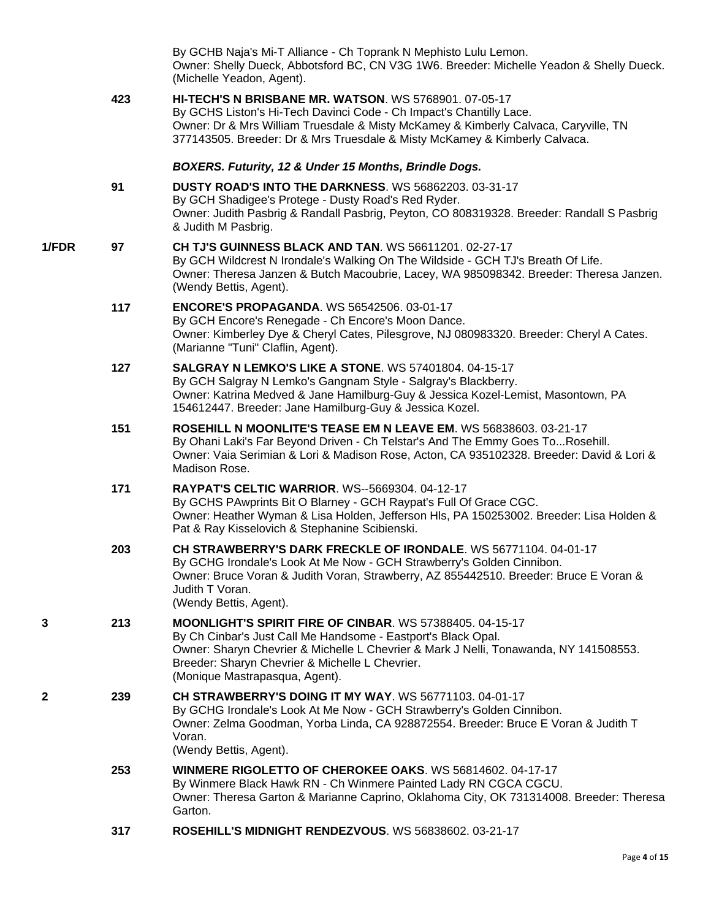By GCHB Naja's Mi-T Alliance - Ch Toprank N Mephisto Lulu Lemon.
Owner: Shelly Dueck, Abbotsford BC, CN V3G 1W6. Breeder: Michelle Yeadon & Shelly Dueck. (Michelle Yeadon, Agent).

423 **HI-TECH'S N BRISBANE MR. WATSON**. WS 5768901. 07-05-17
By GCHS Liston's Hi-Tech Davinci Code - Ch Impact's Chantilly Lace.
Owner: Dr & Mrs William Truesdale & Misty McKamey & Kimberly Calvaca, Caryville, TN 377143505. Breeder: Dr & Mrs Truesdale & Misty McKamey & Kimberly Calvaca.

### *BOXERS. Futurity, 12 & Under 15 Months, Brindle Dogs.*

91 **DUSTY ROAD'S INTO THE DARKNESS**. WS 56862203. 03-31-17
By GCH Shadigee's Protege - Dusty Road's Red Ryder.
Owner: Judith Pasbrig & Randall Pasbrig, Peyton, CO 808319328. Breeder: Randall S Pasbrig & Judith M Pasbrig.

1/FDR 97 **CH TJ'S GUINNESS BLACK AND TAN**. WS 56611201. 02-27-17
By GCH Wildcrest N Irondale's Walking On The Wildside - GCH TJ's Breath Of Life.
Owner: Theresa Janzen & Butch Macoubrie, Lacey, WA 985098342. Breeder: Theresa Janzen. (Wendy Bettis, Agent).

117 **ENCORE'S PROPAGANDA**. WS 56542506. 03-01-17
By GCH Encore's Renegade - Ch Encore's Moon Dance.
Owner: Kimberley Dye & Cheryl Cates, Pilesgrove, NJ 080983320. Breeder: Cheryl A Cates. (Marianne "Tuni" Claflin, Agent).

127 **SALGRAY N LEMKO'S LIKE A STONE**. WS 57401804. 04-15-17
By GCH Salgray N Lemko's Gangnam Style - Salgray's Blackberry.
Owner: Katrina Medved & Jane Hamilburg-Guy & Jessica Kozel-Lemist, Masontown, PA 154612447. Breeder: Jane Hamilburg-Guy & Jessica Kozel.

151 **ROSEHILL N MOONLITE'S TEASE EM N LEAVE EM**. WS 56838603. 03-21-17
By Ohani Laki's Far Beyond Driven - Ch Telstar's And The Emmy Goes To...Rosehill.
Owner: Vaia Serimian & Lori & Madison Rose, Acton, CA 935102328. Breeder: David & Lori & Madison Rose.

171 **RAYPAT'S CELTIC WARRIOR**. WS--5669304. 04-12-17
By GCHS PAwprints Bit O Blarney - GCH Raypat's Full Of Grace CGC.
Owner: Heather Wyman & Lisa Holden, Jefferson Hls, PA 150253002. Breeder: Lisa Holden & Pat & Ray Kisselovich & Stephanine Scibienski.

203 **CH STRAWBERRY'S DARK FRECKLE OF IRONDALE**. WS 56771104. 04-01-17
By GCHG Irondale's Look At Me Now - GCH Strawberry's Golden Cinnibon.
Owner: Bruce Voran & Judith Voran, Strawberry, AZ 855442510. Breeder: Bruce E Voran & Judith T Voran.
(Wendy Bettis, Agent).

3 213 **MOONLIGHT'S SPIRIT FIRE OF CINBAR**. WS 57388405. 04-15-17
By Ch Cinbar's Just Call Me Handsome - Eastport's Black Opal.
Owner: Sharyn Chevrier & Michelle L Chevrier & Mark J Nelli, Tonawanda, NY 141508553. Breeder: Sharyn Chevrier & Michelle L Chevrier.
(Monique Mastrapasqua, Agent).

2 239 **CH STRAWBERRY'S DOING IT MY WAY**. WS 56771103. 04-01-17
By GCHG Irondale's Look At Me Now - GCH Strawberry's Golden Cinnibon.
Owner: Zelma Goodman, Yorba Linda, CA 928872554. Breeder: Bruce E Voran & Judith T Voran.
(Wendy Bettis, Agent).

253 **WINMERE RIGOLETTO OF CHEROKEE OAKS**. WS 56814602. 04-17-17
By Winmere Black Hawk RN - Ch Winmere Painted Lady RN CGCA CGCU.
Owner: Theresa Garton & Marianne Caprino, Oklahoma City, OK 731314008. Breeder: Theresa Garton.

317 **ROSEHILL'S MIDNIGHT RENDEZVOUS**. WS 56838602. 03-21-17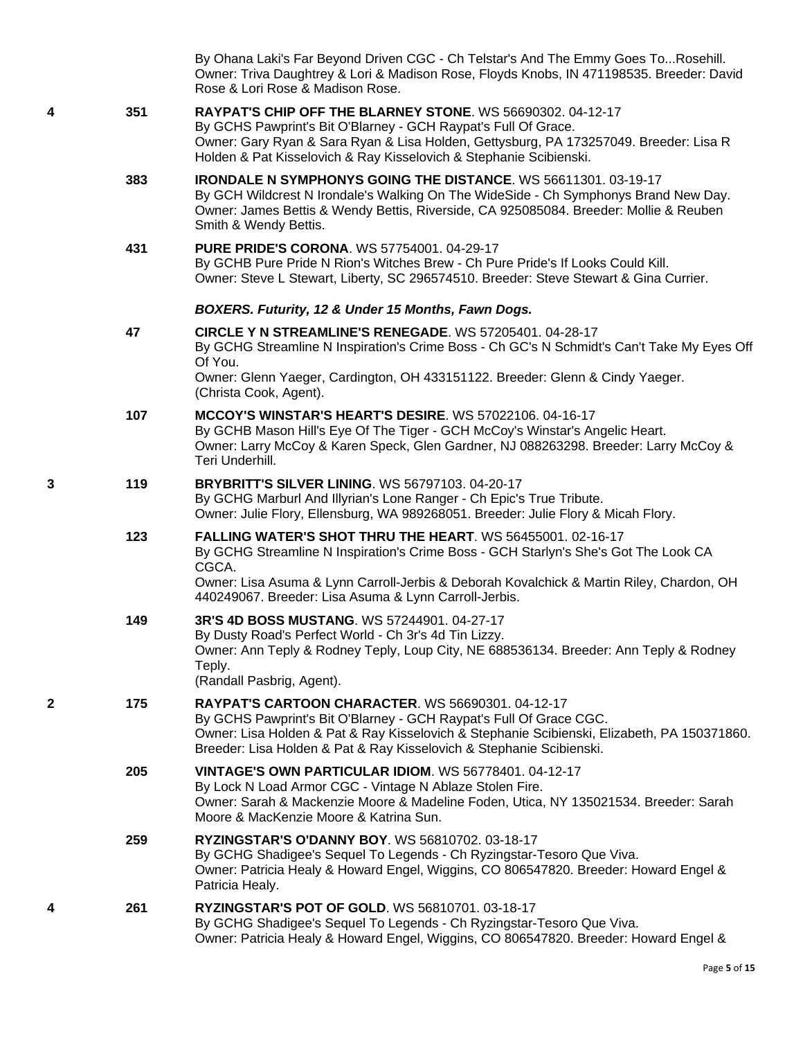By Ohana Laki's Far Beyond Driven CGC - Ch Telstar's And The Emmy Goes To...Rosehill.
Owner: Triva Daughtrey & Lori & Madison Rose, Floyds Knobs, IN 471198535. Breeder: David Rose & Lori Rose & Madison Rose.

4 **351** **RAYPAT'S CHIP OFF THE BLARNEY STONE**. WS 56690302. 04-12-17
By GCHS Pawprint's Bit O'Blarney - GCH Raypat's Full Of Grace.
Owner: Gary Ryan & Sara Ryan & Lisa Holden, Gettysburg, PA 173257049. Breeder: Lisa R Holden & Pat Kisselovich & Ray Kisselovich & Stephanie Scibienski.

**383** **IRONDALE N SYMPHONYS GOING THE DISTANCE**. WS 56611301. 03-19-17
By GCH Wildcrest N Irondale's Walking On The WideSide - Ch Symphonys Brand New Day.
Owner: James Bettis & Wendy Bettis, Riverside, CA 925085084. Breeder: Mollie & Reuben Smith & Wendy Bettis.

**431** **PURE PRIDE'S CORONA**. WS 57754001. 04-29-17
By GCHB Pure Pride N Rion's Witches Brew - Ch Pure Pride's If Looks Could Kill.
Owner: Steve L Stewart, Liberty, SC 296574510. Breeder: Steve Stewart & Gina Currier.

***BOXERS. Futurity, 12 & Under 15 Months, Fawn Dogs.***

**47** **CIRCLE Y N STREAMLINE'S RENEGADE**. WS 57205401. 04-28-17
By GCHG Streamline N Inspiration's Crime Boss - Ch GC's N Schmidt's Can't Take My Eyes Off Of You.
Owner: Glenn Yaeger, Cardington, OH 433151122. Breeder: Glenn & Cindy Yaeger.
(Christa Cook, Agent).

**107** **MCCOY'S WINSTAR'S HEART'S DESIRE**. WS 57022106. 04-16-17
By GCHB Mason Hill's Eye Of The Tiger - GCH McCoy's Winstar's Angelic Heart.
Owner: Larry McCoy & Karen Speck, Glen Gardner, NJ 088263298. Breeder: Larry McCoy & Teri Underhill.

3 **119** **BRYBRITT'S SILVER LINING**. WS 56797103. 04-20-17
By GCHG Marburl And Illyrian's Lone Ranger - Ch Epic's True Tribute.
Owner: Julie Flory, Ellensburg, WA 989268051. Breeder: Julie Flory & Micah Flory.

**123** **FALLING WATER'S SHOT THRU THE HEART**. WS 56455001. 02-16-17
By GCHG Streamline N Inspiration's Crime Boss - GCH Starlyn's She's Got The Look CA CGCA.
Owner: Lisa Asuma & Lynn Carroll-Jerbis & Deborah Kovalchick & Martin Riley, Chardon, OH 440249067. Breeder: Lisa Asuma & Lynn Carroll-Jerbis.

**149** **3R'S 4D BOSS MUSTANG**. WS 57244901. 04-27-17
By Dusty Road's Perfect World - Ch 3r's 4d Tin Lizzy.
Owner: Ann Teply & Rodney Teply, Loup City, NE 688536134. Breeder: Ann Teply & Rodney Teply.
(Randall Pasbrig, Agent).

2 **175** **RAYPAT'S CARTOON CHARACTER**. WS 56690301. 04-12-17
By GCHS Pawprint's Bit O'Blarney - GCH Raypat's Full Of Grace CGC.
Owner: Lisa Holden & Pat & Ray Kisselovich & Stephanie Scibienski, Elizabeth, PA 150371860. Breeder: Lisa Holden & Pat & Ray Kisselovich & Stephanie Scibienski.

**205** **VINTAGE'S OWN PARTICULAR IDIOM**. WS 56778401. 04-12-17
By Lock N Load Armor CGC - Vintage N Ablaze Stolen Fire.
Owner: Sarah & Mackenzie Moore & Madeline Foden, Utica, NY 135021534. Breeder: Sarah Moore & MacKenzie Moore & Katrina Sun.

**259** **RYZINGSTAR'S O'DANNY BOY**. WS 56810702. 03-18-17
By GCHG Shadigee's Sequel To Legends - Ch Ryzingstar-Tesoro Que Viva.
Owner: Patricia Healy & Howard Engel, Wiggins, CO 806547820. Breeder: Howard Engel & Patricia Healy.

4 **261** **RYZINGSTAR'S POT OF GOLD**. WS 56810701. 03-18-17
By GCHG Shadigee's Sequel To Legends - Ch Ryzingstar-Tesoro Que Viva.
Owner: Patricia Healy & Howard Engel, Wiggins, CO 806547820. Breeder: Howard Engel &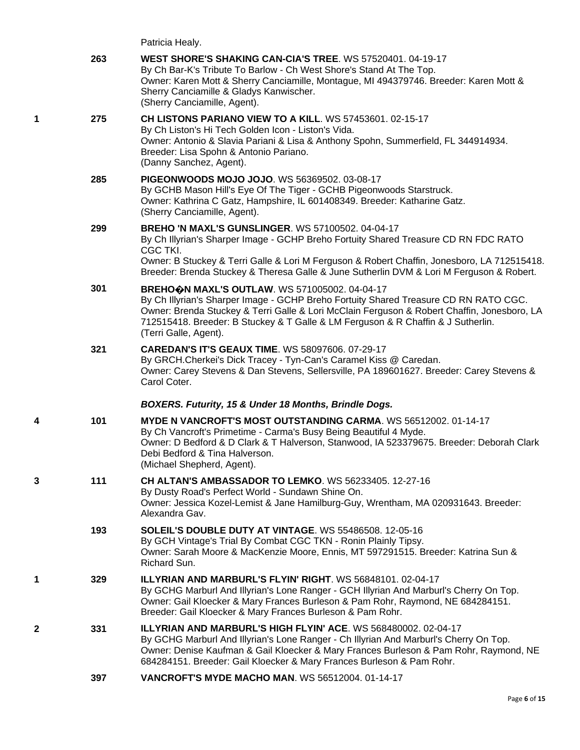Patricia Healy.

**263** **WEST SHORE'S SHAKING CAN-CIA'S TREE**. WS 57520401. 04-19-17
By Ch Bar-K's Tribute To Barlow - Ch West Shore's Stand At The Top.
Owner: Karen Mott & Sherry Canciamille, Montague, MI 494379746. Breeder: Karen Mott & Sherry Canciamille & Gladys Kanwischer.
(Sherry Canciamille, Agent).

1 **275** **CH LISTONS PARIANO VIEW TO A KILL**. WS 57453601. 02-15-17
By Ch Liston's Hi Tech Golden Icon - Liston's Vida.
Owner: Antonio & Slavia Pariani & Lisa & Anthony Spohn, Summerfield, FL 344914934.
Breeder: Lisa Spohn & Antonio Pariano.
(Danny Sanchez, Agent).

**285** **PIGEONWOODS MOJO JOJO**. WS 56369502. 03-08-17
By GCHB Mason Hill's Eye Of The Tiger - GCHB Pigeonwoods Starstruck.
Owner: Kathrina C Gatz, Hampshire, IL 601408349. Breeder: Katharine Gatz.
(Sherry Canciamille, Agent).

**299** **BREHO 'N MAXL'S GUNSLINGER**. WS 57100502. 04-04-17
By Ch Illyrian's Sharper Image - GCHP Breho Fortuity Shared Treasure CD RN FDC RATO CGC TKI.
Owner: B Stuckey & Terri Galle & Lori M Ferguson & Robert Chaffin, Jonesboro, LA 712515418.
Breeder: Brenda Stuckey & Theresa Galle & June Sutherlin DVM & Lori M Ferguson & Robert.

**301** **BREHO�N MAXL'S OUTLAW**. WS 571005002. 04-04-17
By Ch Illyrian's Sharper Image - GCHP Breho Fortuity Shared Treasure CD RN RATO CGC.
Owner: Brenda Stuckey & Terri Galle & Lori McClain Ferguson & Robert Chaffin, Jonesboro, LA 712515418. Breeder: B Stuckey & T Galle & LM Ferguson & R Chaffin & J Sutherlin.
(Terri Galle, Agent).

**321** **CAREDAN'S IT'S GEAUX TIME**. WS 58097606. 07-29-17
By GRCH.Cherkei's Dick Tracey - Tyn-Can's Caramel Kiss @ Caredan.
Owner: Carey Stevens & Dan Stevens, Sellersville, PA 189601627. Breeder: Carey Stevens & Carol Coter.

***BOXERS. Futurity, 15 & Under 18 Months, Brindle Dogs.***

4 **101** **MYDE N VANCROFT'S MOST OUTSTANDING CARMA**. WS 56512002. 01-14-17
By Ch Vancroft's Primetime - Carma's Busy Being Beautiful 4 Myde.
Owner: D Bedford & D Clark & T Halverson, Stanwood, IA 523379675. Breeder: Deborah Clark Debi Bedford & Tina Halverson.
(Michael Shepherd, Agent).

3 **111** **CH ALTAN'S AMBASSADOR TO LEMKO**. WS 56233405. 12-27-16
By Dusty Road's Perfect World - Sundawn Shine On.
Owner: Jessica Kozel-Lemist & Jane Hamilburg-Guy, Wrentham, MA 020931643. Breeder: Alexandra Gav.

**193** **SOLEIL'S DOUBLE DUTY AT VINTAGE**. WS 55486508. 12-05-16
By GCH Vintage's Trial By Combat CGC TKN - Ronin Plainly Tipsy.
Owner: Sarah Moore & MacKenzie Moore, Ennis, MT 597291515. Breeder: Katrina Sun & Richard Sun.

1 **329** **ILLYRIAN AND MARBURL'S FLYIN' RIGHT**. WS 56848101. 02-04-17
By GCHG Marburl And Illyrian's Lone Ranger - GCH Illyrian And Marburl's Cherry On Top.
Owner: Gail Kloecker & Mary Frances Burleson & Pam Rohr, Raymond, NE 684284151.
Breeder: Gail Kloecker & Mary Frances Burleson & Pam Rohr.

2 **331** **ILLYRIAN AND MARBURL'S HIGH FLYIN' ACE**. WS 568480002. 02-04-17
By GCHG Marburl And Illyrian's Lone Ranger - Ch Illyrian And Marburl's Cherry On Top.
Owner: Denise Kaufman & Gail Kloecker & Mary Frances Burleson & Pam Rohr, Raymond, NE 684284151. Breeder: Gail Kloecker & Mary Frances Burleson & Pam Rohr.

**397** **VANCROFT'S MYDE MACHO MAN**. WS 56512004. 01-14-17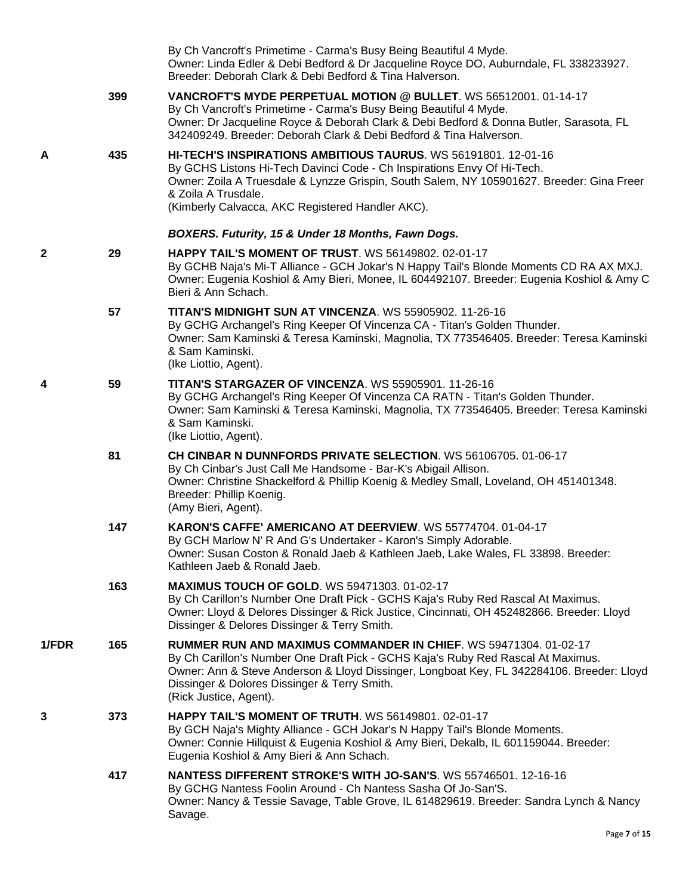By Ch Vancroft's Primetime - Carma's Busy Being Beautiful 4 Myde.
Owner: Linda Edler & Debi Bedford & Dr Jacqueline Royce DO, Auburndale, FL 338233927.
Breeder: Deborah Clark & Debi Bedford & Tina Halverson.

399 **VANCROFT'S MYDE PERPETUAL MOTION @ BULLET**. WS 56512001. 01-14-17
By Ch Vancroft's Primetime - Carma's Busy Being Beautiful 4 Myde.
Owner: Dr Jacqueline Royce & Deborah Clark & Debi Bedford & Donna Butler, Sarasota, FL 342409249. Breeder: Deborah Clark & Debi Bedford & Tina Halverson.

A 435 **HI-TECH'S INSPIRATIONS AMBITIOUS TAURUS**. WS 56191801. 12-01-16
By GCHS Listons Hi-Tech Davinci Code - Ch Inspirations Envy Of Hi-Tech.
Owner: Zoila A Truesdale & Lynzze Grispin, South Salem, NY 105901627. Breeder: Gina Freer & Zoila A Trusdale.
(Kimberly Calvacca, AKC Registered Handler AKC).

***BOXERS. Futurity, 15 & Under 18 Months, Fawn Dogs.***

2 29 **HAPPY TAIL'S MOMENT OF TRUST**. WS 56149802. 02-01-17
By GCHB Naja's Mi-T Alliance - GCH Jokar's N Happy Tail's Blonde Moments CD RA AX MXJ.
Owner: Eugenia Koshiol & Amy Bieri, Monee, IL 604492107. Breeder: Eugenia Koshiol & Amy C Bieri & Ann Schach.

57 **TITAN'S MIDNIGHT SUN AT VINCENZA**. WS 55905902. 11-26-16
By GCHG Archangel's Ring Keeper Of Vincenza CA - Titan's Golden Thunder.
Owner: Sam Kaminski & Teresa Kaminski, Magnolia, TX 773546405. Breeder: Teresa Kaminski & Sam Kaminski.
(Ike Liottio, Agent).

4 59 **TITAN'S STARGAZER OF VINCENZA**. WS 55905901. 11-26-16
By GCHG Archangel's Ring Keeper Of Vincenza CA RATN - Titan's Golden Thunder.
Owner: Sam Kaminski & Teresa Kaminski, Magnolia, TX 773546405. Breeder: Teresa Kaminski & Sam Kaminski.
(Ike Liottio, Agent).

81 **CH CINBAR N DUNNFORDS PRIVATE SELECTION**. WS 56106705. 01-06-17
By Ch Cinbar's Just Call Me Handsome - Bar-K's Abigail Allison.
Owner: Christine Shackelford & Phillip Koenig & Medley Small, Loveland, OH 451401348.
Breeder: Phillip Koenig.
(Amy Bieri, Agent).

147 **KARON'S CAFFE' AMERICANO AT DEERVIEW**. WS 55774704. 01-04-17
By GCH Marlow N' R And G's Undertaker - Karon's Simply Adorable.
Owner: Susan Coston & Ronald Jaeb & Kathleen Jaeb, Lake Wales, FL 33898. Breeder: Kathleen Jaeb & Ronald Jaeb.

163 **MAXIMUS TOUCH OF GOLD**. WS 59471303. 01-02-17
By Ch Carillon's Number One Draft Pick - GCHS Kaja's Ruby Red Rascal At Maximus.
Owner: Lloyd & Delores Dissinger & Rick Justice, Cincinnati, OH 452482866. Breeder: Lloyd Dissinger & Delores Dissinger & Terry Smith.

1/FDR 165 **RUMMER RUN AND MAXIMUS COMMANDER IN CHIEF**. WS 59471304. 01-02-17
By Ch Carillon's Number One Draft Pick - GCHS Kaja's Ruby Red Rascal At Maximus.
Owner: Ann & Steve Anderson & Lloyd Dissinger, Longboat Key, FL 342284106. Breeder: Lloyd Dissinger & Dolores Dissinger & Terry Smith.
(Rick Justice, Agent).

3 373 **HAPPY TAIL'S MOMENT OF TRUTH**. WS 56149801. 02-01-17
By GCH Naja's Mighty Alliance - GCH Jokar's N Happy Tail's Blonde Moments.
Owner: Connie Hillquist & Eugenia Koshiol & Amy Bieri, Dekalb, IL 601159044. Breeder: Eugenia Koshiol & Amy Bieri & Ann Schach.

417 **NANTESS DIFFERENT STROKE'S WITH JO-SAN'S**. WS 55746501. 12-16-16
By GCHG Nantess Foolin Around - Ch Nantess Sasha Of Jo-San'S.
Owner: Nancy & Tessie Savage, Table Grove, IL 614829619. Breeder: Sandra Lynch & Nancy Savage.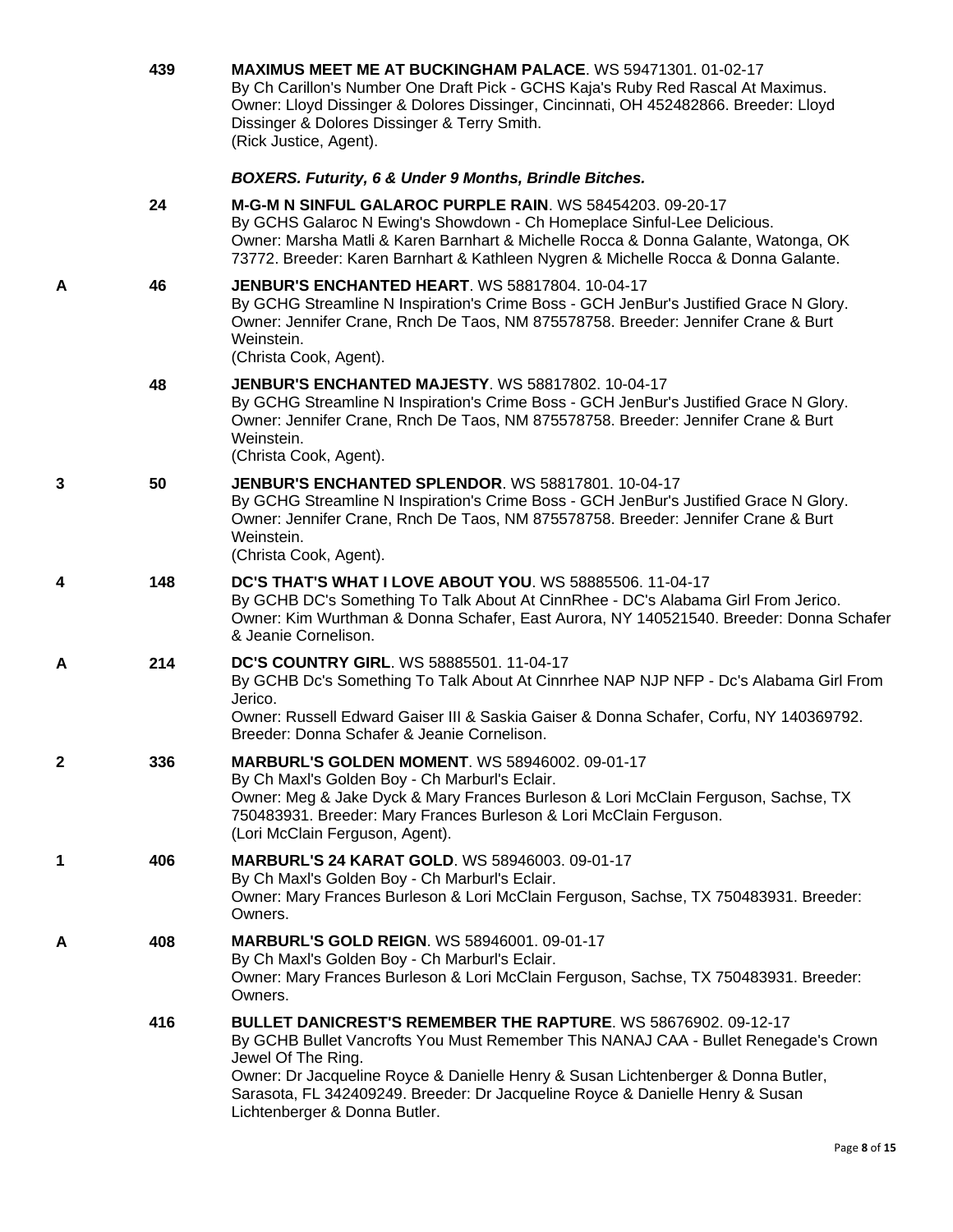439 **MAXIMUS MEET ME AT BUCKINGHAM PALACE**. WS 59471301. 01-02-17
By Ch Carillon's Number One Draft Pick - GCHS Kaja's Ruby Red Rascal At Maximus.
Owner: Lloyd Dissinger & Dolores Dissinger, Cincinnati, OH 452482866. Breeder: Lloyd Dissinger & Dolores Dissinger & Terry Smith.
(Rick Justice, Agent).

***BOXERS. Futurity, 6 & Under 9 Months, Brindle Bitches.***

24 **M-G-M N SINFUL GALAROC PURPLE RAIN**. WS 58454203. 09-20-17
By GCHS Galaroc N Ewing's Showdown - Ch Homeplace Sinful-Lee Delicious.
Owner: Marsha Matli & Karen Barnhart & Michelle Rocca & Donna Galante, Watonga, OK 73772. Breeder: Karen Barnhart & Kathleen Nygren & Michelle Rocca & Donna Galante.

A 46 **JENBUR'S ENCHANTED HEART**. WS 58817804. 10-04-17
By GCHG Streamline N Inspiration's Crime Boss - GCH JenBur's Justified Grace N Glory.
Owner: Jennifer Crane, Rnch De Taos, NM 875578758. Breeder: Jennifer Crane & Burt Weinstein.
(Christa Cook, Agent).

48 **JENBUR'S ENCHANTED MAJESTY**. WS 58817802. 10-04-17
By GCHG Streamline N Inspiration's Crime Boss - GCH JenBur's Justified Grace N Glory.
Owner: Jennifer Crane, Rnch De Taos, NM 875578758. Breeder: Jennifer Crane & Burt Weinstein.
(Christa Cook, Agent).

3 50 **JENBUR'S ENCHANTED SPLENDOR**. WS 58817801. 10-04-17
By GCHG Streamline N Inspiration's Crime Boss - GCH JenBur's Justified Grace N Glory.
Owner: Jennifer Crane, Rnch De Taos, NM 875578758. Breeder: Jennifer Crane & Burt Weinstein.
(Christa Cook, Agent).

4 148 **DC'S THAT'S WHAT I LOVE ABOUT YOU**. WS 58885506. 11-04-17
By GCHB DC's Something To Talk About At CinnRhee - DC's Alabama Girl From Jerico.
Owner: Kim Wurthman & Donna Schafer, East Aurora, NY 140521540. Breeder: Donna Schafer & Jeanie Cornelison.

A 214 **DC'S COUNTRY GIRL**. WS 58885501. 11-04-17
By GCHB Dc's Something To Talk About At Cinnrhee NAP NJP NFP - Dc's Alabama Girl From Jerico.
Owner: Russell Edward Gaiser III & Saskia Gaiser & Donna Schafer, Corfu, NY 140369792. Breeder: Donna Schafer & Jeanie Cornelison.

2 336 **MARBURL'S GOLDEN MOMENT**. WS 58946002. 09-01-17
By Ch Maxl's Golden Boy - Ch Marburl's Eclair.
Owner: Meg & Jake Dyck & Mary Frances Burleson & Lori McClain Ferguson, Sachse, TX 750483931. Breeder: Mary Frances Burleson & Lori McClain Ferguson.
(Lori McClain Ferguson, Agent).

1 406 **MARBURL'S 24 KARAT GOLD**. WS 58946003. 09-01-17
By Ch Maxl's Golden Boy - Ch Marburl's Eclair.
Owner: Mary Frances Burleson & Lori McClain Ferguson, Sachse, TX 750483931. Breeder: Owners.

A 408 **MARBURL'S GOLD REIGN**. WS 58946001. 09-01-17
By Ch Maxl's Golden Boy - Ch Marburl's Eclair.
Owner: Mary Frances Burleson & Lori McClain Ferguson, Sachse, TX 750483931. Breeder: Owners.

416 **BULLET DANICREST'S REMEMBER THE RAPTURE**. WS 58676902. 09-12-17
By GCHB Bullet Vancrofts You Must Remember This NANAJ CAA - Bullet Renegade's Crown Jewel Of The Ring.
Owner: Dr Jacqueline Royce & Danielle Henry & Susan Lichtenberger & Donna Butler, Sarasota, FL 342409249. Breeder: Dr Jacqueline Royce & Danielle Henry & Susan Lichtenberger & Donna Butler.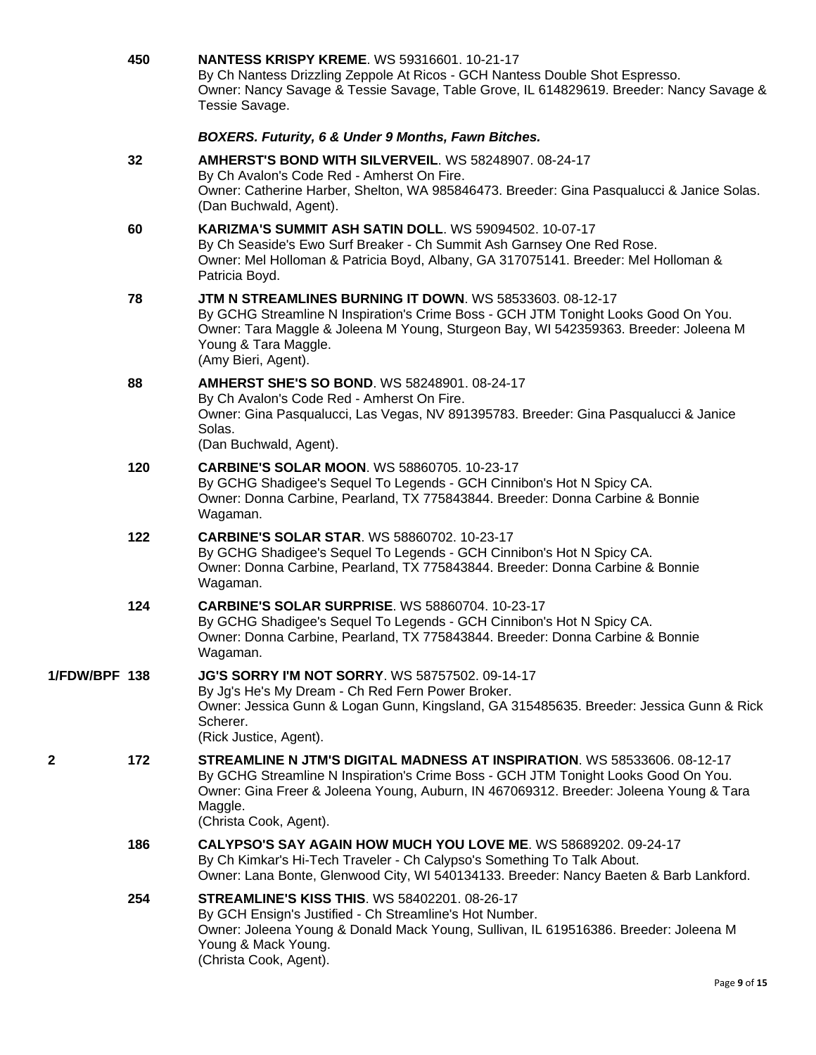**450** **NANTESS KRISPY KREME**. WS 59316601. 10-21-17
By Ch Nantess Drizzling Zeppole At Ricos - GCH Nantess Double Shot Espresso.
Owner: Nancy Savage & Tessie Savage, Table Grove, IL 614829619. Breeder: Nancy Savage & Tessie Savage.

***BOXERS. Futurity, 6 & Under 9 Months, Fawn Bitches.***

**32** **AMHERST'S BOND WITH SILVERVEIL**. WS 58248907. 08-24-17
By Ch Avalon's Code Red - Amherst On Fire.
Owner: Catherine Harber, Shelton, WA 985846473. Breeder: Gina Pasqualucci & Janice Solas.
(Dan Buchwald, Agent).

**60** **KARIZMA'S SUMMIT ASH SATIN DOLL**. WS 59094502. 10-07-17
By Ch Seaside's Ewo Surf Breaker - Ch Summit Ash Garnsey One Red Rose.
Owner: Mel Holloman & Patricia Boyd, Albany, GA 317075141. Breeder: Mel Holloman & Patricia Boyd.

**78** **JTM N STREAMLINES BURNING IT DOWN**. WS 58533603. 08-12-17
By GCHG Streamline N Inspiration's Crime Boss - GCH JTM Tonight Looks Good On You.
Owner: Tara Maggle & Joleena M Young, Sturgeon Bay, WI 542359363. Breeder: Joleena M Young & Tara Maggle.
(Amy Bieri, Agent).

**88** **AMHERST SHE'S SO BOND**. WS 58248901. 08-24-17
By Ch Avalon's Code Red - Amherst On Fire.
Owner: Gina Pasqualucci, Las Vegas, NV 891395783. Breeder: Gina Pasqualucci & Janice Solas.
(Dan Buchwald, Agent).

**120** **CARBINE'S SOLAR MOON**. WS 58860705. 10-23-17
By GCHG Shadigee's Sequel To Legends - GCH Cinnibon's Hot N Spicy CA.
Owner: Donna Carbine, Pearland, TX 775843844. Breeder: Donna Carbine & Bonnie Wagaman.

**122** **CARBINE'S SOLAR STAR**. WS 58860702. 10-23-17
By GCHG Shadigee's Sequel To Legends - GCH Cinnibon's Hot N Spicy CA.
Owner: Donna Carbine, Pearland, TX 775843844. Breeder: Donna Carbine & Bonnie Wagaman.

**124** **CARBINE'S SOLAR SURPRISE**. WS 58860704. 10-23-17
By GCHG Shadigee's Sequel To Legends - GCH Cinnibon's Hot N Spicy CA.
Owner: Donna Carbine, Pearland, TX 775843844. Breeder: Donna Carbine & Bonnie Wagaman.

**1/FDW/BPF 138** **JG'S SORRY I'M NOT SORRY**. WS 58757502. 09-14-17
By Jg's He's My Dream - Ch Red Fern Power Broker.
Owner: Jessica Gunn & Logan Gunn, Kingsland, GA 315485635. Breeder: Jessica Gunn & Rick Scherer.
(Rick Justice, Agent).

**2** **172** **STREAMLINE N JTM'S DIGITAL MADNESS AT INSPIRATION**. WS 58533606. 08-12-17
By GCHG Streamline N Inspiration's Crime Boss - GCH JTM Tonight Looks Good On You.
Owner: Gina Freer & Joleena Young, Auburn, IN 467069312. Breeder: Joleena Young & Tara Maggle.
(Christa Cook, Agent).

**186** **CALYPSO'S SAY AGAIN HOW MUCH YOU LOVE ME**. WS 58689202. 09-24-17
By Ch Kimkar's Hi-Tech Traveler - Ch Calypso's Something To Talk About.
Owner: Lana Bonte, Glenwood City, WI 540134133. Breeder: Nancy Baeten & Barb Lankford.

**254** **STREAMLINE'S KISS THIS**. WS 58402201. 08-26-17
By GCH Ensign's Justified - Ch Streamline's Hot Number.
Owner: Joleena Young & Donald Mack Young, Sullivan, IL 619516386. Breeder: Joleena M Young & Mack Young.
(Christa Cook, Agent).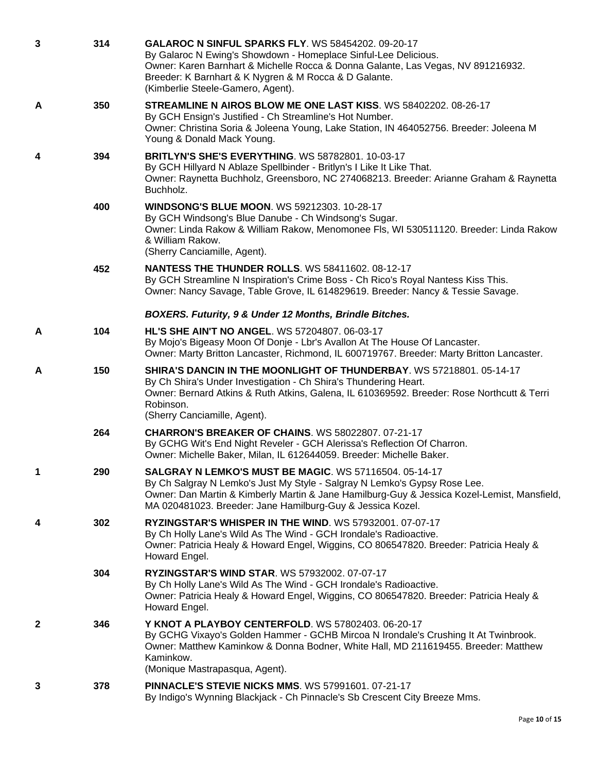**3** **314** **GALAROC N SINFUL SPARKS FLY**. WS 58454202. 09-20-17
By Galaroc N Ewing's Showdown - Homeplace Sinful-Lee Delicious.
Owner: Karen Barnhart & Michelle Rocca & Donna Galante, Las Vegas, NV 891216932.
Breeder: K Barnhart & K Nygren & M Rocca & D Galante.
(Kimberlie Steele-Gamero, Agent).

**A** **350** **STREAMLINE N AIROS BLOW ME ONE LAST KISS**. WS 58402202. 08-26-17
By GCH Ensign's Justified - Ch Streamline's Hot Number.
Owner: Christina Soria & Joleena Young, Lake Station, IN 464052756. Breeder: Joleena M Young & Donald Mack Young.

**4** **394** **BRITLYN'S SHE'S EVERYTHING**. WS 58782801. 10-03-17
By GCH Hillyard N Ablaze Spellbinder - Britlyn's I Like It Like That.
Owner: Raynetta Buchholz, Greensboro, NC 274068213. Breeder: Arianne Graham & Raynetta Buchholz.

**400** **WINDSONG'S BLUE MOON**. WS 59212303. 10-28-17
By GCH Windsong's Blue Danube - Ch Windsong's Sugar.
Owner: Linda Rakow & William Rakow, Menomonee Fls, WI 530511120. Breeder: Linda Rakow & William Rakow.
(Sherry Canciamille, Agent).

**452** **NANTESS THE THUNDER ROLLS**. WS 58411602. 08-12-17
By GCH Streamline N Inspiration's Crime Boss - Ch Rico's Royal Nantess Kiss This.
Owner: Nancy Savage, Table Grove, IL 614829619. Breeder: Nancy & Tessie Savage.

***BOXERS. Futurity, 9 & Under 12 Months, Brindle Bitches.***

**A** **104** **HL'S SHE AIN'T NO ANGEL**. WS 57204807. 06-03-17
By Mojo's Bigeasy Moon Of Donje - Lbr's Avallon At The House Of Lancaster.
Owner: Marty Britton Lancaster, Richmond, IL 600719767. Breeder: Marty Britton Lancaster.

**A** **150** **SHIRA'S DANCIN IN THE MOONLIGHT OF THUNDERBAY**. WS 57218801. 05-14-17
By Ch Shira's Under Investigation - Ch Shira's Thundering Heart.
Owner: Bernard Atkins & Ruth Atkins, Galena, IL 610369592. Breeder: Rose Northcutt & Terri Robinson.
(Sherry Canciamille, Agent).

**264** **CHARRON'S BREAKER OF CHAINS**. WS 58022807. 07-21-17
By GCHG Wit's End Night Reveler - GCH Alerissa's Reflection Of Charron.
Owner: Michelle Baker, Milan, IL 612644059. Breeder: Michelle Baker.

**1** **290** **SALGRAY N LEMKO'S MUST BE MAGIC**. WS 57116504. 05-14-17
By Ch Salgray N Lemko's Just My Style - Salgray N Lemko's Gypsy Rose Lee.
Owner: Dan Martin & Kimberly Martin & Jane Hamilburg-Guy & Jessica Kozel-Lemist, Mansfield, MA 020481023. Breeder: Jane Hamilburg-Guy & Jessica Kozel.

**4** **302** **RYZINGSTAR'S WHISPER IN THE WIND**. WS 57932001. 07-07-17
By Ch Holly Lane's Wild As The Wind - GCH Irondale's Radioactive.
Owner: Patricia Healy & Howard Engel, Wiggins, CO 806547820. Breeder: Patricia Healy & Howard Engel.

**304** **RYZINGSTAR'S WIND STAR**. WS 57932002. 07-07-17
By Ch Holly Lane's Wild As The Wind - GCH Irondale's Radioactive.
Owner: Patricia Healy & Howard Engel, Wiggins, CO 806547820. Breeder: Patricia Healy & Howard Engel.

**2** **346** **Y KNOT A PLAYBOY CENTERFOLD**. WS 57802403. 06-20-17
By GCHG Vixayo's Golden Hammer - GCHB Mircoa N Irondale's Crushing It At Twinbrook.
Owner: Matthew Kaminkow & Donna Bodner, White Hall, MD 211619455. Breeder: Matthew Kaminkow.
(Monique Mastrapasqua, Agent).

**3** **378** **PINNACLE'S STEVIE NICKS MMS**. WS 57991601. 07-21-17
By Indigo's Wynning Blackjack - Ch Pinnacle's Sb Crescent City Breeze Mms.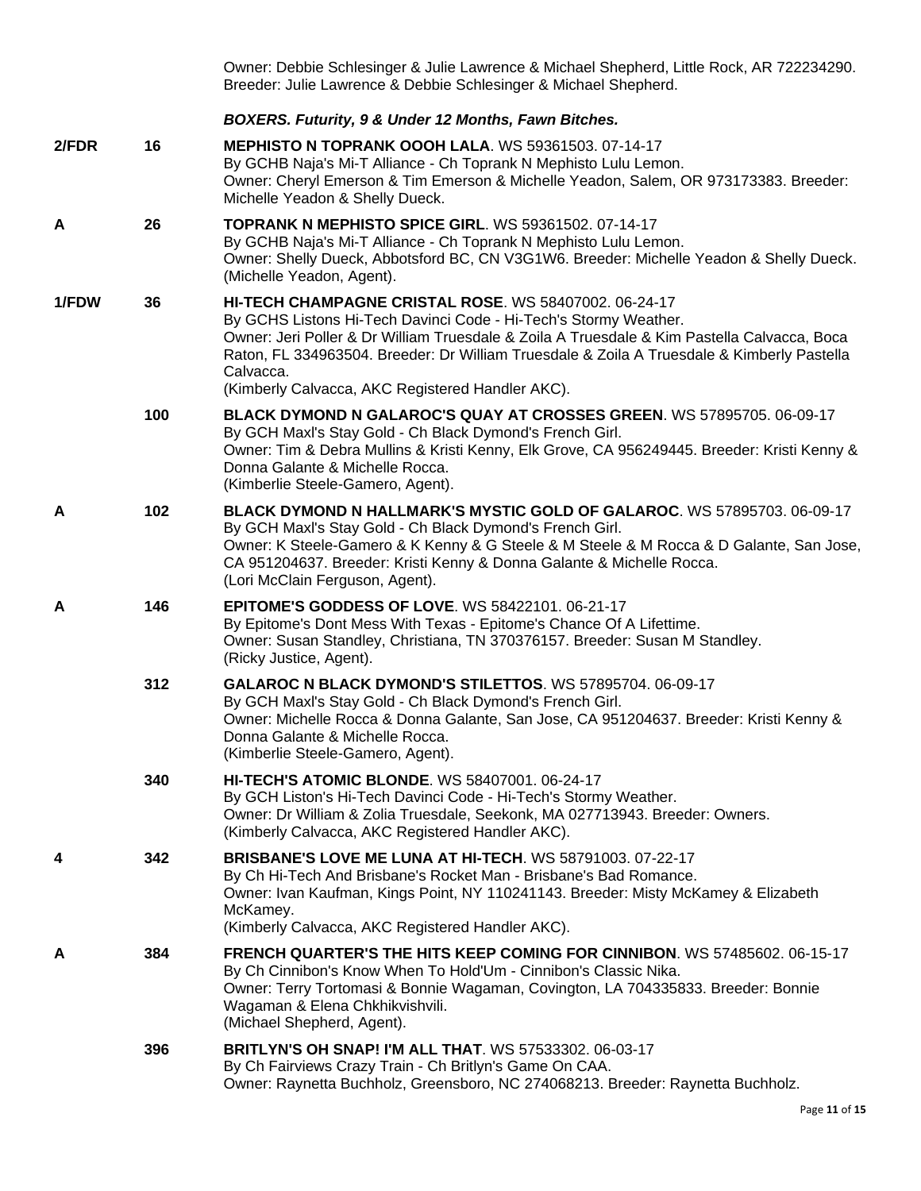Owner: Debbie Schlesinger & Julie Lawrence & Michael Shepherd, Little Rock, AR 722234290. Breeder: Julie Lawrence & Debbie Schlesinger & Michael Shepherd.

***BOXERS. Futurity, 9 & Under 12 Months, Fawn Bitches.***

| | | |
|---|---|---|
| 2/FDR | 16 | **MEPHISTO N TOPRANK OOOH LALA**. WS 59361503. 07-14-17 By GCHB Naja's Mi-T Alliance - Ch Toprank N Mephisto Lulu Lemon. Owner: Cheryl Emerson & Tim Emerson & Michelle Yeadon, Salem, OR 973173383. Breeder: Michelle Yeadon & Shelly Dueck. |
| A | 26 | **TOPRANK N MEPHISTO SPICE GIRL**. WS 59361502. 07-14-17 By GCHB Naja's Mi-T Alliance - Ch Toprank N Mephisto Lulu Lemon. Owner: Shelly Dueck, Abbotsford BC, CN V3G1W6. Breeder: Michelle Yeadon & Shelly Dueck. (Michelle Yeadon, Agent). |
| 1/FDW | 36 | **HI-TECH CHAMPAGNE CRISTAL ROSE**. WS 58407002. 06-24-17 By GCHS Listons Hi-Tech Davinci Code - Hi-Tech's Stormy Weather. Owner: Jeri Poller & Dr William Truesdale & Zoila A Truesdale & Kim Pastella Calvacca, Boca Raton, FL 334963504. Breeder: Dr William Truesdale & Zoila A Truesdale & Kimberly Pastella Calvacca. (Kimberly Calvacca, AKC Registered Handler AKC). |
| | 100 | **BLACK DYMOND N GALAROC'S QUAY AT CROSSES GREEN**. WS 57895705. 06-09-17 By GCH Maxl's Stay Gold - Ch Black Dymond's French Girl. Owner: Tim & Debra Mullins & Kristi Kenny, Elk Grove, CA 956249445. Breeder: Kristi Kenny & Donna Galante & Michelle Rocca. (Kimberlie Steele-Gamero, Agent). |
| A | 102 | **BLACK DYMOND N HALLMARK'S MYSTIC GOLD OF GALAROC**. WS 57895703. 06-09-17 By GCH Maxl's Stay Gold - Ch Black Dymond's French Girl. Owner: K Steele-Gamero & K Kenny & G Steele & M Steele & M Rocca & D Galante, San Jose, CA 951204637. Breeder: Kristi Kenny & Donna Galante & Michelle Rocca. (Lori McClain Ferguson, Agent). |
| A | 146 | **EPITOME'S GODDESS OF LOVE**. WS 58422101. 06-21-17 By Epitome's Dont Mess With Texas - Epitome's Chance Of A Lifettime. Owner: Susan Standley, Christiana, TN 370376157. Breeder: Susan M Standley. (Ricky Justice, Agent). |
| | 312 | **GALAROC N BLACK DYMOND'S STILETTOS**. WS 57895704. 06-09-17 By GCH Maxl's Stay Gold - Ch Black Dymond's French Girl. Owner: Michelle Rocca & Donna Galante, San Jose, CA 951204637. Breeder: Kristi Kenny & Donna Galante & Michelle Rocca. (Kimberlie Steele-Gamero, Agent). |
| | 340 | **HI-TECH'S ATOMIC BLONDE**. WS 58407001. 06-24-17 By GCH Liston's Hi-Tech Davinci Code - Hi-Tech's Stormy Weather. Owner: Dr William & Zolia Truesdale, Seekonk, MA 027713943. Breeder: Owners. (Kimberly Calvacca, AKC Registered Handler AKC). |
| 4 | 342 | **BRISBANE'S LOVE ME LUNA AT HI-TECH**. WS 58791003. 07-22-17 By Ch Hi-Tech And Brisbane's Rocket Man - Brisbane's Bad Romance. Owner: Ivan Kaufman, Kings Point, NY 110241143. Breeder: Misty McKamey & Elizabeth McKamey. (Kimberly Calvacca, AKC Registered Handler AKC). |
| A | 384 | **FRENCH QUARTER'S THE HITS KEEP COMING FOR CINNIBON**. WS 57485602. 06-15-17 By Ch Cinnibon's Know When To Hold'Um - Cinnibon's Classic Nika. Owner: Terry Tortomasi & Bonnie Wagaman, Covington, LA 704335833. Breeder: Bonnie Wagaman & Elena Chkhikvishvili. (Michael Shepherd, Agent). |
| | 396 | **BRITLYN'S OH SNAP! I'M ALL THAT**. WS 57533302. 06-03-17 By Ch Fairviews Crazy Train - Ch Britlyn's Game On CAA. Owner: Raynetta Buchholz, Greensboro, NC 274068213. Breeder: Raynetta Buchholz. |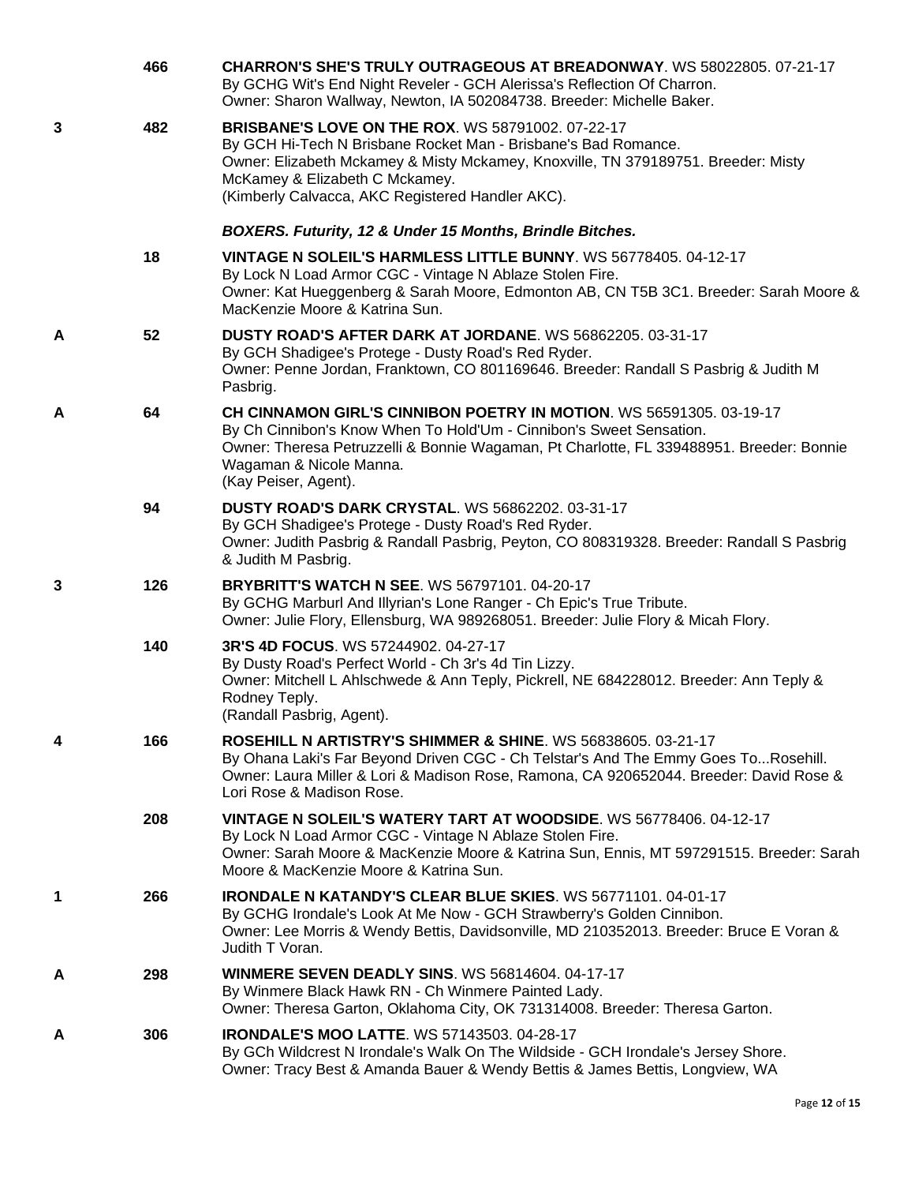| | | |
|---|---|---|
| | 466 | **CHARRON'S SHE'S TRULY OUTRAGEOUS AT BREADONWAY**. WS 58022805. 07-21-17<br>By GCHG Wit's End Night Reveler - GCH Alerissa's Reflection Of Charron.<br>Owner: Sharon Wallway, Newton, IA 502084738. Breeder: Michelle Baker. |
| 3 | 482 | **BRISBANE'S LOVE ON THE ROX**. WS 58791002. 07-22-17<br>By GCH Hi-Tech N Brisbane Rocket Man - Brisbane's Bad Romance.<br>Owner: Elizabeth Mckamey & Misty Mckamey, Knoxville, TN 379189751. Breeder: Misty McKamey & Elizabeth C Mckamey.<br>(Kimberly Calvacca, AKC Registered Handler AKC). |

***BOXERS. Futurity, 12 & Under 15 Months, Brindle Bitches.***

| | | |
|---|---|---|
| | 18 | **VINTAGE N SOLEIL'S HARMLESS LITTLE BUNNY**. WS 56778405. 04-12-17<br>By Lock N Load Armor CGC - Vintage N Ablaze Stolen Fire.<br>Owner: Kat Hueggenberg & Sarah Moore, Edmonton AB, CN T5B 3C1. Breeder: Sarah Moore & MacKenzie Moore & Katrina Sun. |
| A | 52 | **DUSTY ROAD'S AFTER DARK AT JORDANE**. WS 56862205. 03-31-17<br>By GCH Shadigee's Protege - Dusty Road's Red Ryder.<br>Owner: Penne Jordan, Franktown, CO 801169646. Breeder: Randall S Pasbrig & Judith M Pasbrig. |
| A | 64 | **CH CINNAMON GIRL'S CINNIBON POETRY IN MOTION**. WS 56591305. 03-19-17<br>By Ch Cinnibon's Know When To Hold'Um - Cinnibon's Sweet Sensation.<br>Owner: Theresa Petruzzelli & Bonnie Wagaman, Pt Charlotte, FL 339488951. Breeder: Bonnie Wagaman & Nicole Manna.<br>(Kay Peiser, Agent). |
| | 94 | **DUSTY ROAD'S DARK CRYSTAL**. WS 56862202. 03-31-17<br>By GCH Shadigee's Protege - Dusty Road's Red Ryder.<br>Owner: Judith Pasbrig & Randall Pasbrig, Peyton, CO 808319328. Breeder: Randall S Pasbrig & Judith M Pasbrig. |
| 3 | 126 | **BRYBRITT'S WATCH N SEE**. WS 56797101. 04-20-17<br>By GCHG Marburl And Illyrian's Lone Ranger - Ch Epic's True Tribute.<br>Owner: Julie Flory, Ellensburg, WA 989268051. Breeder: Julie Flory & Micah Flory. |
| | 140 | **3R'S 4D FOCUS**. WS 57244902. 04-27-17<br>By Dusty Road's Perfect World - Ch 3r's 4d Tin Lizzy.<br>Owner: Mitchell L Ahlschwede & Ann Teply, Pickrell, NE 684228012. Breeder: Ann Teply & Rodney Teply.<br>(Randall Pasbrig, Agent). |
| 4 | 166 | **ROSEHILL N ARTISTRY'S SHIMMER & SHINE**. WS 56838605. 03-21-17<br>By Ohana Laki's Far Beyond Driven CGC - Ch Telstar's And The Emmy Goes To...Rosehill.<br>Owner: Laura Miller & Lori & Madison Rose, Ramona, CA 920652044. Breeder: David Rose & Lori Rose & Madison Rose. |
| | 208 | **VINTAGE N SOLEIL'S WATERY TART AT WOODSIDE**. WS 56778406. 04-12-17<br>By Lock N Load Armor CGC - Vintage N Ablaze Stolen Fire.<br>Owner: Sarah Moore & MacKenzie Moore & Katrina Sun, Ennis, MT 597291515. Breeder: Sarah Moore & MacKenzie Moore & Katrina Sun. |
| 1 | 266 | **IRONDALE N KATANDY'S CLEAR BLUE SKIES**. WS 56771101. 04-01-17<br>By GCHG Irondale's Look At Me Now - GCH Strawberry's Golden Cinnibon.<br>Owner: Lee Morris & Wendy Bettis, Davidsonville, MD 210352013. Breeder: Bruce E Voran & Judith T Voran. |
| A | 298 | **WINMERE SEVEN DEADLY SINS**. WS 56814604. 04-17-17<br>By Winmere Black Hawk RN - Ch Winmere Painted Lady.<br>Owner: Theresa Garton, Oklahoma City, OK 731314008. Breeder: Theresa Garton. |
| A | 306 | **IRONDALE'S MOO LATTE**. WS 57143503. 04-28-17<br>By GCh Wildcrest N Irondale's Walk On The Wildside - GCH Irondale's Jersey Shore.<br>Owner: Tracy Best & Amanda Bauer & Wendy Bettis & James Bettis, Longview, WA |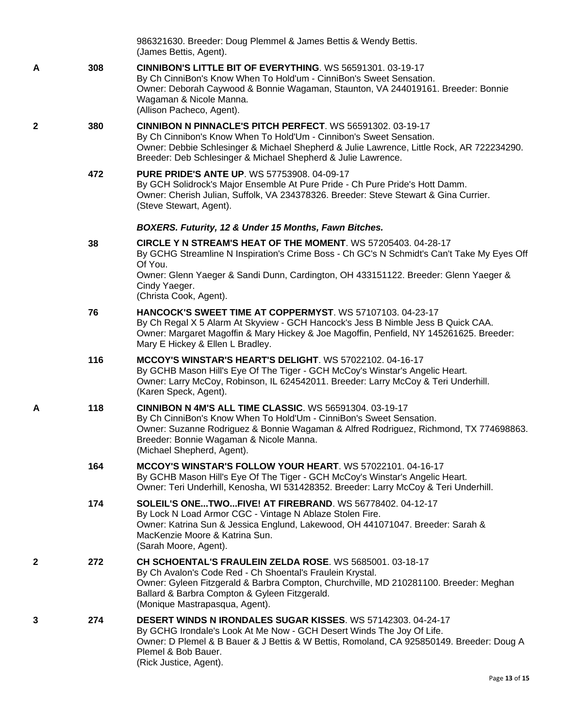986321630. Breeder: Doug Plemmel & James Bettis & Wendy Bettis.
(James Bettis, Agent).

**A** **308** **CINNIBON'S LITTLE BIT OF EVERYTHING**. WS 56591301. 03-19-17
By Ch CinniBon's Know When To Hold'um - CinniBon's Sweet Sensation.
Owner: Deborah Caywood & Bonnie Wagaman, Staunton, VA 244019161. Breeder: Bonnie Wagaman & Nicole Manna.
(Allison Pacheco, Agent).

**2** **380** **CINNIBON N PINNACLE'S PITCH PERFECT**. WS 56591302. 03-19-17
By Ch Cinnibon's Know When To Hold'Um - Cinnibon's Sweet Sensation.
Owner: Debbie Schlesinger & Michael Shepherd & Julie Lawrence, Little Rock, AR 722234290. Breeder: Deb Schlesinger & Michael Shepherd & Julie Lawrence.

**472** **PURE PRIDE'S ANTE UP**. WS 57753908. 04-09-17
By GCH Solidrock's Major Ensemble At Pure Pride - Ch Pure Pride's Hott Damm.
Owner: Cherish Julian, Suffolk, VA 234378326. Breeder: Steve Stewart & Gina Currier.
(Steve Stewart, Agent).

***BOXERS. Futurity, 12 & Under 15 Months, Fawn Bitches.***

**38** **CIRCLE Y N STREAM'S HEAT OF THE MOMENT**. WS 57205403. 04-28-17
By GCHG Streamline N Inspiration's Crime Boss - Ch GC's N Schmidt's Can't Take My Eyes Off Of You.
Owner: Glenn Yaeger & Sandi Dunn, Cardington, OH 433151122. Breeder: Glenn Yaeger & Cindy Yaeger.
(Christa Cook, Agent).

**76** **HANCOCK'S SWEET TIME AT COPPERMYST**. WS 57107103. 04-23-17
By Ch Regal X 5 Alarm At Skyview - GCH Hancock's Jess B Nimble Jess B Quick CAA.
Owner: Margaret Magoffin & Mary Hickey & Joe Magoffin, Penfield, NY 145261625. Breeder: Mary E Hickey & Ellen L Bradley.

**116** **MCCOY'S WINSTAR'S HEART'S DELIGHT**. WS 57022102. 04-16-17
By GCHB Mason Hill's Eye Of The Tiger - GCH McCoy's Winstar's Angelic Heart.
Owner: Larry McCoy, Robinson, IL 624542011. Breeder: Larry McCoy & Teri Underhill.
(Karen Speck, Agent).

**A** **118** **CINNIBON N 4M'S ALL TIME CLASSIC**. WS 56591304. 03-19-17
By Ch CinniBon's Know When To Hold'Um - CinniBon's Sweet Sensation.
Owner: Suzanne Rodriguez & Bonnie Wagaman & Alfred Rodriguez, Richmond, TX 774698863. Breeder: Bonnie Wagaman & Nicole Manna.
(Michael Shepherd, Agent).

**164** **MCCOY'S WINSTAR'S FOLLOW YOUR HEART**. WS 57022101. 04-16-17
By GCHB Mason Hill's Eye Of The Tiger - GCH McCoy's Winstar's Angelic Heart.
Owner: Teri Underhill, Kenosha, WI 531428352. Breeder: Larry McCoy & Teri Underhill.

**174** **SOLEIL'S ONE...TWO...FIVE! AT FIREBRAND**. WS 56778402. 04-12-17
By Lock N Load Armor CGC - Vintage N Ablaze Stolen Fire.
Owner: Katrina Sun & Jessica Englund, Lakewood, OH 441071047. Breeder: Sarah & MacKenzie Moore & Katrina Sun.
(Sarah Moore, Agent).

**2** **272** **CH SCHOENTAL'S FRAULEIN ZELDA ROSE**. WS 5685001. 03-18-17
By Ch Avalon's Code Red - Ch Shoental's Fraulein Krystal.
Owner: Gyleen Fitzgerald & Barbra Compton, Churchville, MD 210281100. Breeder: Meghan Ballard & Barbra Compton & Gyleen Fitzgerald.
(Monique Mastrapasqua, Agent).

**3** **274** **DESERT WINDS N IRONDALES SUGAR KISSES**. WS 57142303. 04-24-17
By GCHG Irondale's Look At Me Now - GCH Desert Winds The Joy Of Life.
Owner: D Plemel & B Bauer & J Bettis & W Bettis, Romoland, CA 925850149. Breeder: Doug A Plemel & Bob Bauer.
(Rick Justice, Agent).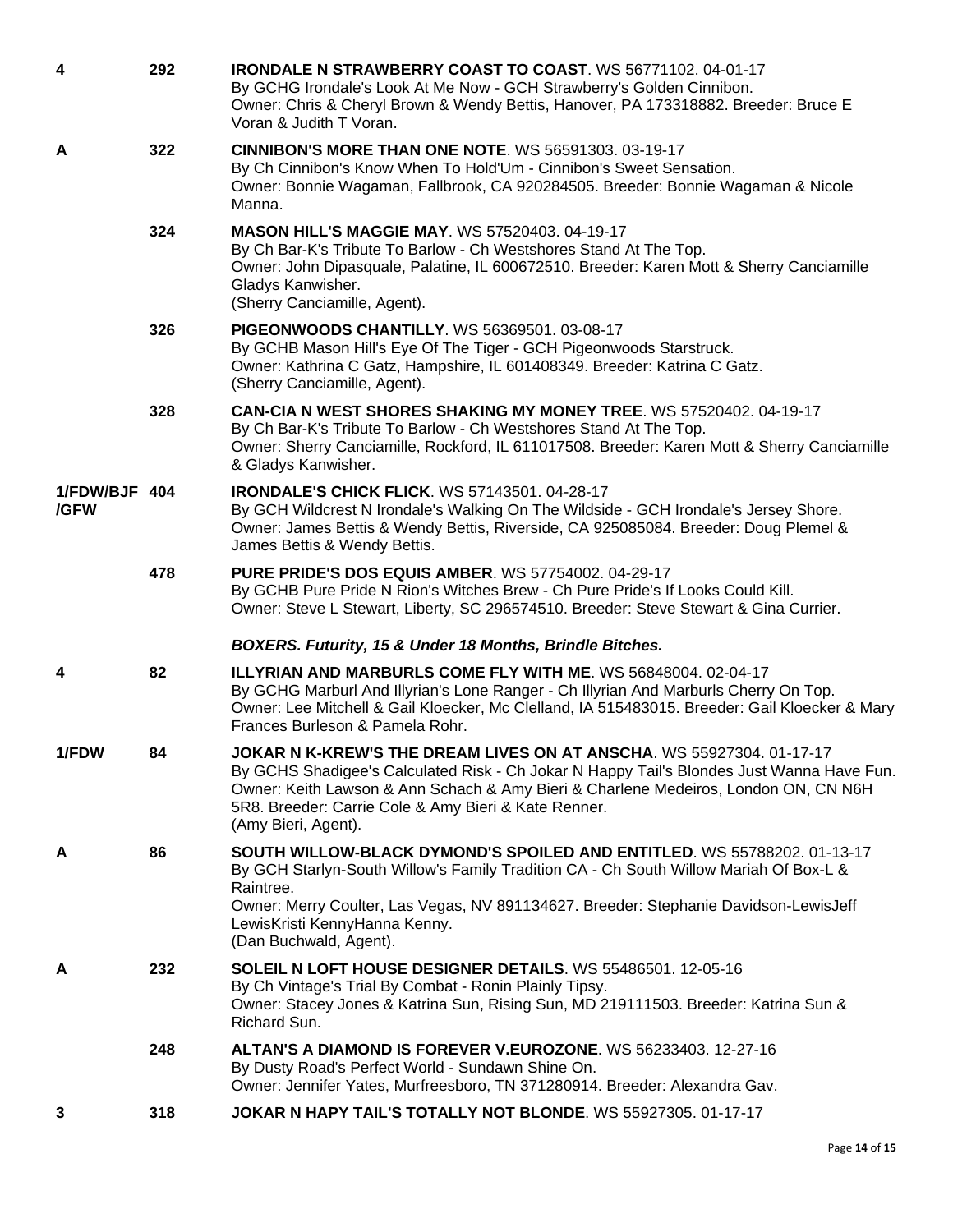**4** | **292** | **IRONDALE N STRAWBERRY COAST TO COAST**. WS 56771102. 04-01-17
By GCHG Irondale's Look At Me Now - GCH Strawberry's Golden Cinnibon.
Owner: Chris & Cheryl Brown & Wendy Bettis, Hanover, PA 173318882. Breeder: Bruce E Voran & Judith T Voran.

**A** | **322** | **CINNIBON'S MORE THAN ONE NOTE**. WS 56591303. 03-19-17
By Ch Cinnibon's Know When To Hold'Um - Cinnibon's Sweet Sensation.
Owner: Bonnie Wagaman, Fallbrook, CA 920284505. Breeder: Bonnie Wagaman & Nicole Manna.

**324** | **MASON HILL'S MAGGIE MAY**. WS 57520403. 04-19-17
By Ch Bar-K's Tribute To Barlow - Ch Westshores Stand At The Top.
Owner: John Dipasquale, Palatine, IL 600672510. Breeder: Karen Mott & Sherry Canciamille Gladys Kanwisher.
(Sherry Canciamille, Agent).

**326** | **PIGEONWOODS CHANTILLY**. WS 56369501. 03-08-17
By GCHB Mason Hill's Eye Of The Tiger - GCH Pigeonwoods Starstruck.
Owner: Kathrina C Gatz, Hampshire, IL 601408349. Breeder: Katrina C Gatz.
(Sherry Canciamille, Agent).

**328** | **CAN-CIA N WEST SHORES SHAKING MY MONEY TREE**. WS 57520402. 04-19-17
By Ch Bar-K's Tribute To Barlow - Ch Westshores Stand At The Top.
Owner: Sherry Canciamille, Rockford, IL 611017508. Breeder: Karen Mott & Sherry Canciamille & Gladys Kanwisher.

**1/FDW/BJF/GFW** | **404** | **IRONDALE'S CHICK FLICK**. WS 57143501. 04-28-17
By GCH Wildcrest N Irondale's Walking On The Wildside - GCH Irondale's Jersey Shore.
Owner: James Bettis & Wendy Bettis, Riverside, CA 925085084. Breeder: Doug Plemel & James Bettis & Wendy Bettis.

**478** | **PURE PRIDE'S DOS EQUIS AMBER**. WS 57754002. 04-29-17
By GCHB Pure Pride N Rion's Witches Brew - Ch Pure Pride's If Looks Could Kill.
Owner: Steve L Stewart, Liberty, SC 296574510. Breeder: Steve Stewart & Gina Currier.

***BOXERS. Futurity, 15 & Under 18 Months, Brindle Bitches.***

**4** | **82** | **ILLYRIAN AND MARBURLS COME FLY WITH ME**. WS 56848004. 02-04-17
By GCHG Marburl And Illyrian's Lone Ranger - Ch Illyrian And Marburls Cherry On Top.
Owner: Lee Mitchell & Gail Kloecker, Mc Clelland, IA 515483015. Breeder: Gail Kloecker & Mary Frances Burleson & Pamela Rohr.

**1/FDW** | **84** | **JOKAR N K-KREW'S THE DREAM LIVES ON AT ANSCHA**. WS 55927304. 01-17-17
By GCHS Shadigee's Calculated Risk - Ch Jokar N Happy Tail's Blondes Just Wanna Have Fun.
Owner: Keith Lawson & Ann Schach & Amy Bieri & Charlene Medeiros, London ON, CN N6H 5R8. Breeder: Carrie Cole & Amy Bieri & Kate Renner.
(Amy Bieri, Agent).

**A** | **86** | **SOUTH WILLOW-BLACK DYMOND'S SPOILED AND ENTITLED**. WS 55788202. 01-13-17
By GCH Starlyn-South Willow's Family Tradition CA - Ch South Willow Mariah Of Box-L & Raintree.
Owner: Merry Coulter, Las Vegas, NV 891134627. Breeder: Stephanie Davidson-LewisJeff LewisKristi KennyHanna Kenny.
(Dan Buchwald, Agent).

**A** | **232** | **SOLEIL N LOFT HOUSE DESIGNER DETAILS**. WS 55486501. 12-05-16
By Ch Vintage's Trial By Combat - Ronin Plainly Tipsy.
Owner: Stacey Jones & Katrina Sun, Rising Sun, MD 219111503. Breeder: Katrina Sun & Richard Sun.

**248** | **ALTAN'S A DIAMOND IS FOREVER V.EUROZONE**. WS 56233403. 12-27-16
By Dusty Road's Perfect World - Sundawn Shine On.
Owner: Jennifer Yates, Murfreesboro, TN 371280914. Breeder: Alexandra Gav.

**3** | **318** | **JOKAR N HAPY TAIL'S TOTALLY NOT BLONDE**. WS 55927305. 01-17-17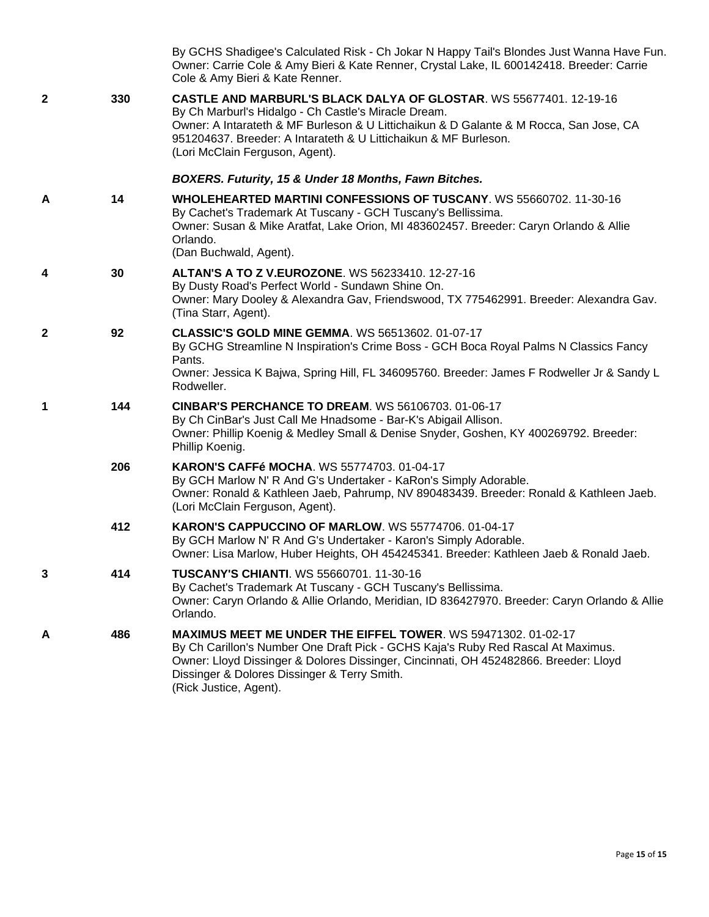By GCHS Shadigee's Calculated Risk - Ch Jokar N Happy Tail's Blondes Just Wanna Have Fun. Owner: Carrie Cole & Amy Bieri & Kate Renner, Crystal Lake, IL 600142418. Breeder: Carrie Cole & Amy Bieri & Kate Renner.

| | | |
|---|---|---|
| 2 | 330 | **CASTLE AND MARBURL'S BLACK DALYA OF GLOSTAR**. WS 55677401. 12-19-16<br>By Ch Marburl's Hidalgo - Ch Castle's Miracle Dream.<br>Owner: A Intarateth & MF Burleson & U Littichaikun & D Galante & M Rocca, San Jose, CA 951204637. Breeder: A Intarateth & U Littichaikun & MF Burleson.<br>(Lori McClain Ferguson, Agent). |

***BOXERS. Futurity, 15 & Under 18 Months, Fawn Bitches.***

| | | |
|---|---|---|
| A | 14 | **WHOLEHEARTED MARTINI CONFESSIONS OF TUSCANY**. WS 55660702. 11-30-16<br>By Cachet's Trademark At Tuscany - GCH Tuscany's Bellissima.<br>Owner: Susan & Mike Aratfat, Lake Orion, MI 483602457. Breeder: Caryn Orlando & Allie Orlando.<br>(Dan Buchwald, Agent). |
| 4 | 30 | **ALTAN'S A TO Z V.EUROZONE**. WS 56233410. 12-27-16<br>By Dusty Road's Perfect World - Sundawn Shine On.<br>Owner: Mary Dooley & Alexandra Gav, Friendswood, TX 775462991. Breeder: Alexandra Gav.<br>(Tina Starr, Agent). |
| 2 | 92 | **CLASSIC'S GOLD MINE GEMMA**. WS 56513602. 01-07-17<br>By GCHG Streamline N Inspiration's Crime Boss - GCH Boca Royal Palms N Classics Fancy Pants.<br>Owner: Jessica K Bajwa, Spring Hill, FL 346095760. Breeder: James F Rodweller Jr & Sandy L Rodweller. |
| 1 | 144 | **CINBAR'S PERCHANCE TO DREAM**. WS 56106703. 01-06-17<br>By Ch CinBar's Just Call Me Hnadsome - Bar-K's Abigail Allison.<br>Owner: Phillip Koenig & Medley Small & Denise Snyder, Goshen, KY 400269792. Breeder: Phillip Koenig. |
| | 206 | **KARON'S CAFFé MOCHA**. WS 55774703. 01-04-17<br>By GCH Marlow N' R And G's Undertaker - KaRon's Simply Adorable.<br>Owner: Ronald & Kathleen Jaeb, Pahrump, NV 890483439. Breeder: Ronald & Kathleen Jaeb.<br>(Lori McClain Ferguson, Agent). |
| | 412 | **KARON'S CAPPUCCINO OF MARLOW**. WS 55774706. 01-04-17<br>By GCH Marlow N' R And G's Undertaker - Karon's Simply Adorable.<br>Owner: Lisa Marlow, Huber Heights, OH 454245341. Breeder: Kathleen Jaeb & Ronald Jaeb. |
| 3 | 414 | **TUSCANY'S CHIANTI**. WS 55660701. 11-30-16<br>By Cachet's Trademark At Tuscany - GCH Tuscany's Bellissima.<br>Owner: Caryn Orlando & Allie Orlando, Meridian, ID 836427970. Breeder: Caryn Orlando & Allie Orlando. |
| A | 486 | **MAXIMUS MEET ME UNDER THE EIFFEL TOWER**. WS 59471302. 01-02-17<br>By Ch Carillon's Number One Draft Pick - GCHS Kaja's Ruby Red Rascal At Maximus.<br>Owner: Lloyd Dissinger & Dolores Dissinger, Cincinnati, OH 452482866. Breeder: Lloyd Dissinger & Dolores Dissinger & Terry Smith.<br>(Rick Justice, Agent). |